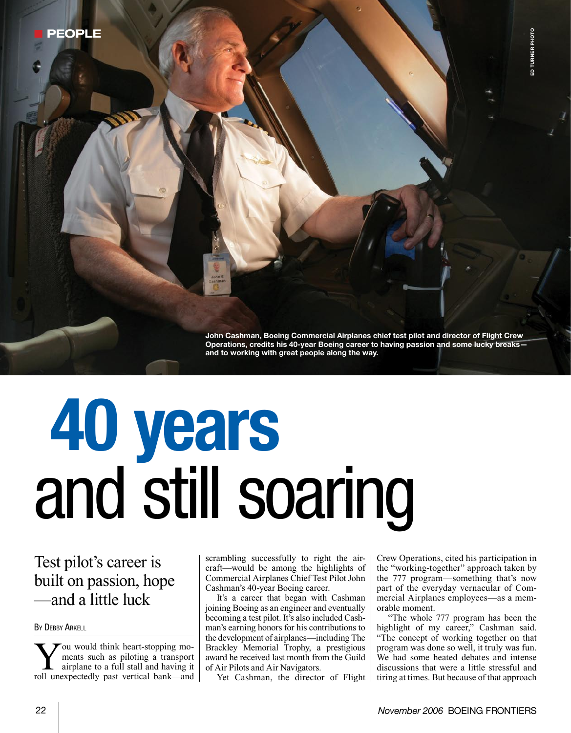PEOPLE

ED TURNER PHOTO

John Cashman, Boeing Commercial Airplanes chief test pilot and director of Flight Crew Operations, credits his 40-year Boeing career to having passion and some lucky breaks—and to working with great people along the way.

# 40 years and still soaring

## Test pilot's career is built on passion, hope—and a little luck

By Debby Arkell

You would think heart-stopping moments such as piloting a transport airplane to a full stall and having it roll unexpectedly past vertical bank—and scrambling successfully to right the aircraft—would be among the highlights of Commercial Airplanes Chief Test Pilot John Cashman's 40-year Boeing career.

It's a career that began with Cashman joining Boeing as an engineer and eventually becoming a test pilot. It's also included Cashman's earning honors for his contributions to the development of airplanes—including The Brackley Memorial Trophy, a prestigious award he received last month from the Guild of Air Pilots and Air Navigators.

Yet Cashman, the director of Flight Crew Operations, cited his participation in the "working-together" approach taken by the 777 program—something that's now part of the everyday vernacular of Commercial Airplanes employees—as a memorable moment.

"The whole 777 program has been the highlight of my career," Cashman said. "The concept of working together on that program was done so well, it truly was fun. We had some heated debates and intense discussions that were a little stressful and tiring at times. But because of that approach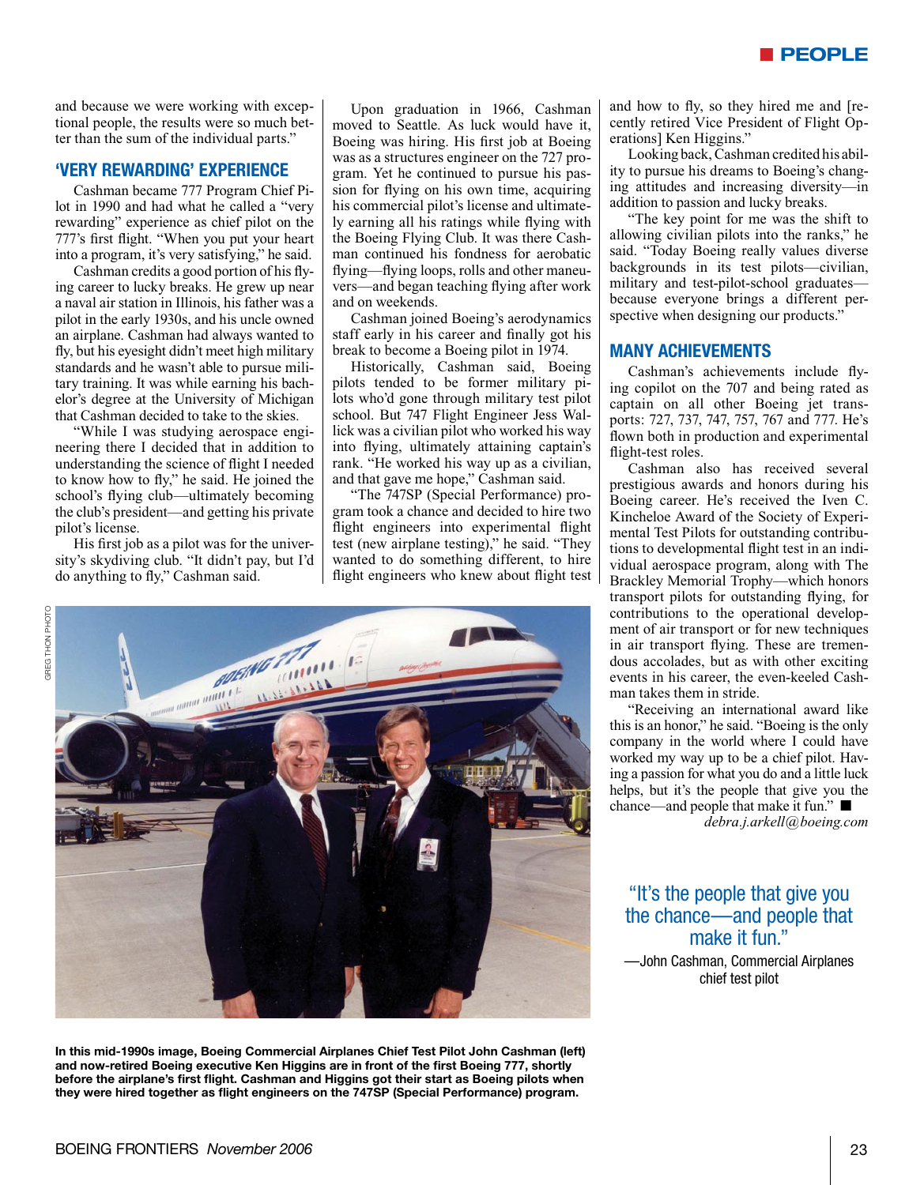and because we were working with exceptional people, the results were so much better than the sum of the individual parts."

## 'VERY REWARDING' EXPERIENCE

Cashman became 777 Program Chief Pilot in 1990 and had what he called a "very rewarding" experience as chief pilot on the 777's first flight. "When you put your heart into a program, it's very satisfying," he said.

Cashman credits a good portion of his flying career to lucky breaks. He grew up near a naval air station in Illinois, his father was a pilot in the early 1930s, and his uncle owned an airplane. Cashman had always wanted to fly, but his eyesight didn't meet high military standards and he wasn't able to pursue military training. It was while earning his bachelor's degree at the University of Michigan that Cashman decided to take to the skies.

"While I was studying aerospace engineering there I decided that in addition to understanding the science of flight I needed to know how to fly," he said. He joined the school's flying club—ultimately becoming the club's president—and getting his private pilot's license.

His first job as a pilot was for the university's skydiving club. "It didn't pay, but I'd do anything to fly," Cashman said.

Upon graduation in 1966, Cashman moved to Seattle. As luck would have it, Boeing was hiring. His first job at Boeing was as a structures engineer on the 727 program. Yet he continued to pursue his passion for flying on his own time, acquiring his commercial pilot's license and ultimately earning all his ratings while flying with the Boeing Flying Club. It was there Cashman continued his fondness for aerobatic flying—flying loops, rolls and other maneuvers—and began teaching flying after work and on weekends.

Cashman joined Boeing's aerodynamics staff early in his career and finally got his break to become a Boeing pilot in 1974.

Historically, Cashman said, Boeing pilots tended to be former military pilots who'd gone through military test pilot school. But 747 Flight Engineer Jess Wallick was a civilian pilot who worked his way into flying, ultimately attaining captain's rank. "He worked his way up as a civilian, and that gave me hope," Cashman said.

"The 747SP (Special Performance) program took a chance and decided to hire two flight engineers into experimental flight test (new airplane testing)," he said. "They wanted to do something different, to hire flight engineers who knew about flight test and how to fly, so they hired me and [recently retired Vice President of Flight Operations] Ken Higgins."

Looking back, Cashman credited his ability to pursue his dreams to Boeing's changing attitudes and increasing diversity—in addition to passion and lucky breaks.

"The key point for me was the shift to allowing civilian pilots into the ranks," he said. "Today Boeing really values diverse backgrounds in its test pilots—civilian, military and test-pilot-school graduates—because everyone brings a different perspective when designing our products."

## MANY ACHIEVEMENTS

Cashman's achievements include flying copilot on the 707 and being rated as captain on all other Boeing jet transports: 727, 737, 747, 757, 767 and 777. He's flown both in production and experimental flight-test roles.

Cashman also has received several prestigious awards and honors during his Boeing career. He's received the Iven C. Kincheloe Award of the Society of Experimental Test Pilots for outstanding contributions to developmental flight test in an individual aerospace program, along with The Brackley Memorial Trophy—which honors transport pilots for outstanding flying, for contributions to the operational development of air transport or for new techniques in air transport flying. These are tremendous accolades, but as with other exciting events in his career, the even-keeled Cashman takes them in stride.

"Receiving an international award like this is an honor," he said. "Boeing is the only company in the world where I could have worked my way up to be a chief pilot. Having a passion for what you do and a little luck helps, but it's the people that give you the chance—and people that make it fun." ■

*debra.j.arkell@boeing.com*

GREG THON PHOTO

**In this mid-1990s image, Boeing Commercial Airplanes Chief Test Pilot John Cashman (left) and now-retired Boeing executive Ken Higgins are in front of the first Boeing 777, shortly before the airplane's first flight. Cashman and Higgins got their start as Boeing pilots when they were hired together as flight engineers on the 747SP (Special Performance) program.**

> "It's the people that give you the chance—and people that make it fun."
>
> —John Cashman, Commercial Airplanes chief test pilot